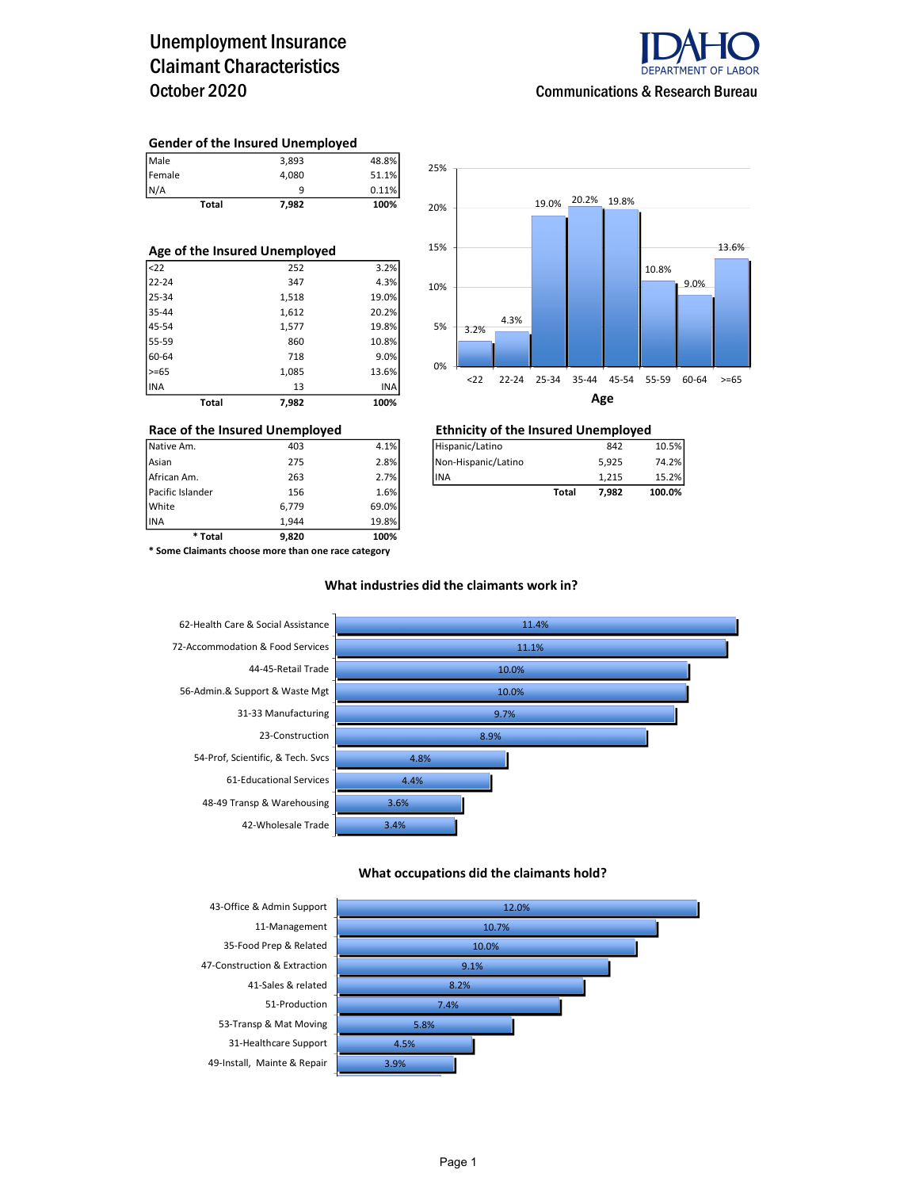# Unemployment Insurance Claimant Characteristics October 2020

IDAHO DEPARTMENT OF LABOR

Communications & Research Bureau

### Gender of the Insured Unemployed

| | | |
|---|---|---|
| Male | 3,893 | 48.8% |
| Female | 4,080 | 51.1% |
| N/A | 9 | 0.11% |
| **Total** | **7,982** | **100%** |

### Age of the Insured Unemployed

| | | |
|---|---|---|
| <22 | 252 | 3.2% |
| 22-24 | 347 | 4.3% |
| 25-34 | 1,518 | 19.0% |
| 35-44 | 1,612 | 20.2% |
| 45-54 | 1,577 | 19.8% |
| 55-59 | 860 | 10.8% |
| 60-64 | 718 | 9.0% |
| >=65 | 1,085 | 13.6% |
| INA | 13 | INA |
| **Total** | **7,982** | **100%** |

**Age**

| Age | <22 | 22-24 | 25-34 | 35-44 | 45-54 | 55-59 | 60-64 | >=65 |
|---|---|---|---|---|---|---|---|---|
| Percent | 3.2% | 4.3% | 19.0% | 20.2% | 19.8% | 10.8% | 9.0% | 13.6% |

### Race of the Insured Unemployed

| | | |
|---|---|---|
| Native Am. | 403 | 4.1% |
| Asian | 275 | 2.8% |
| African Am. | 263 | 2.7% |
| Pacific Islander | 156 | 1.6% |
| White | 6,779 | 69.0% |
| INA | 1,944 | 19.8% |
| **\* Total** | **9,820** | **100%** |

**\* Some Claimants choose more than one race category**

### Ethnicity of the Insured Unemployed

| | | |
|---|---|---|
| Hispanic/Latino | 842 | 10.5% |
| Non-Hispanic/Latino | 5,925 | 74.2% |
| INA | 1,215 | 15.2% |
| **Total** | **7,982** | **100.0%** |

### What industries did the claimants work in?

| Industry | Percent |
|---|---|
| 62-Health Care & Social Assistance | 11.4% |
| 72-Accommodation & Food Services | 11.1% |
| 44-45-Retail Trade | 10.0% |
| 56-Admin.& Support & Waste Mgt | 10.0% |
| 31-33 Manufacturing | 9.7% |
| 23-Construction | 8.9% |
| 54-Prof, Scientific, & Tech. Svcs | 4.8% |
| 61-Educational Services | 4.4% |
| 48-49 Transp & Warehousing | 3.6% |
| 42-Wholesale Trade | 3.4% |

### What occupations did the claimants hold?

| Occupation | Percent |
|---|---|
| 43-Office & Admin Support | 12.0% |
| 11-Management | 10.7% |
| 35-Food Prep & Related | 10.0% |
| 47-Construction & Extraction | 9.1% |
| 41-Sales & related | 8.2% |
| 51-Production | 7.4% |
| 53-Transp & Mat Moving | 5.8% |
| 31-Healthcare Support | 4.5% |
| 49-Install, Mainte & Repair | 3.9% |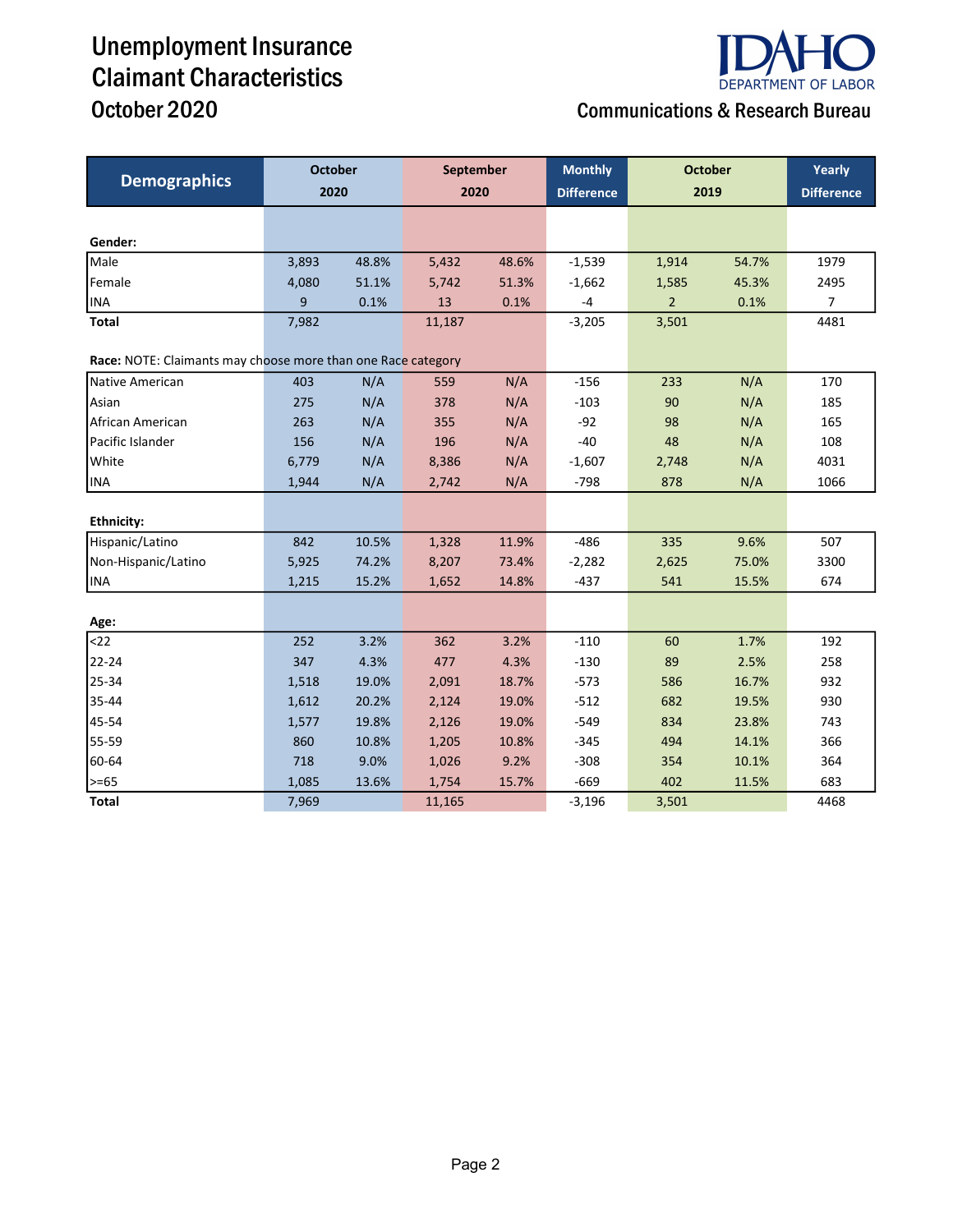# Unemployment Insurance Claimant Characteristics

## October 2020

**IDAHO DEPARTMENT OF LABOR**

**Communications & Research Bureau**

| Demographics | October 2020 | | September 2020 | | Monthly Difference | October 2019 | | Yearly Difference |
|---|---|---|---|---|---|---|---|---|
| **Gender:** | | | | | | | | |
| Male | 3,893 | 48.8% | 5,432 | 48.6% | -1,539 | 1,914 | 54.7% | 1979 |
| Female | 4,080 | 51.1% | 5,742 | 51.3% | -1,662 | 1,585 | 45.3% | 2495 |
| INA | 9 | 0.1% | 13 | 0.1% | -4 | 2 | 0.1% | 7 |
| **Total** | 7,982 | | 11,187 | | -3,205 | 3,501 | | 4481 |
| **Race:** NOTE: Claimants may choose more than one Race category | | | | | | | | |
| Native American | 403 | N/A | 559 | N/A | -156 | 233 | N/A | 170 |
| Asian | 275 | N/A | 378 | N/A | -103 | 90 | N/A | 185 |
| African American | 263 | N/A | 355 | N/A | -92 | 98 | N/A | 165 |
| Pacific Islander | 156 | N/A | 196 | N/A | -40 | 48 | N/A | 108 |
| White | 6,779 | N/A | 8,386 | N/A | -1,607 | 2,748 | N/A | 4031 |
| INA | 1,944 | N/A | 2,742 | N/A | -798 | 878 | N/A | 1066 |
| **Ethnicity:** | | | | | | | | |
| Hispanic/Latino | 842 | 10.5% | 1,328 | 11.9% | -486 | 335 | 9.6% | 507 |
| Non-Hispanic/Latino | 5,925 | 74.2% | 8,207 | 73.4% | -2,282 | 2,625 | 75.0% | 3300 |
| INA | 1,215 | 15.2% | 1,652 | 14.8% | -437 | 541 | 15.5% | 674 |
| **Age:** | | | | | | | | |
| <22 | 252 | 3.2% | 362 | 3.2% | -110 | 60 | 1.7% | 192 |
| 22-24 | 347 | 4.3% | 477 | 4.3% | -130 | 89 | 2.5% | 258 |
| 25-34 | 1,518 | 19.0% | 2,091 | 18.7% | -573 | 586 | 16.7% | 932 |
| 35-44 | 1,612 | 20.2% | 2,124 | 19.0% | -512 | 682 | 19.5% | 930 |
| 45-54 | 1,577 | 19.8% | 2,126 | 19.0% | -549 | 834 | 23.8% | 743 |
| 55-59 | 860 | 10.8% | 1,205 | 10.8% | -345 | 494 | 14.1% | 366 |
| 60-64 | 718 | 9.0% | 1,026 | 9.2% | -308 | 354 | 10.1% | 364 |
| >=65 | 1,085 | 13.6% | 1,754 | 15.7% | -669 | 402 | 11.5% | 683 |
| **Total** | 7,969 | | 11,165 | | -3,196 | 3,501 | | 4468 |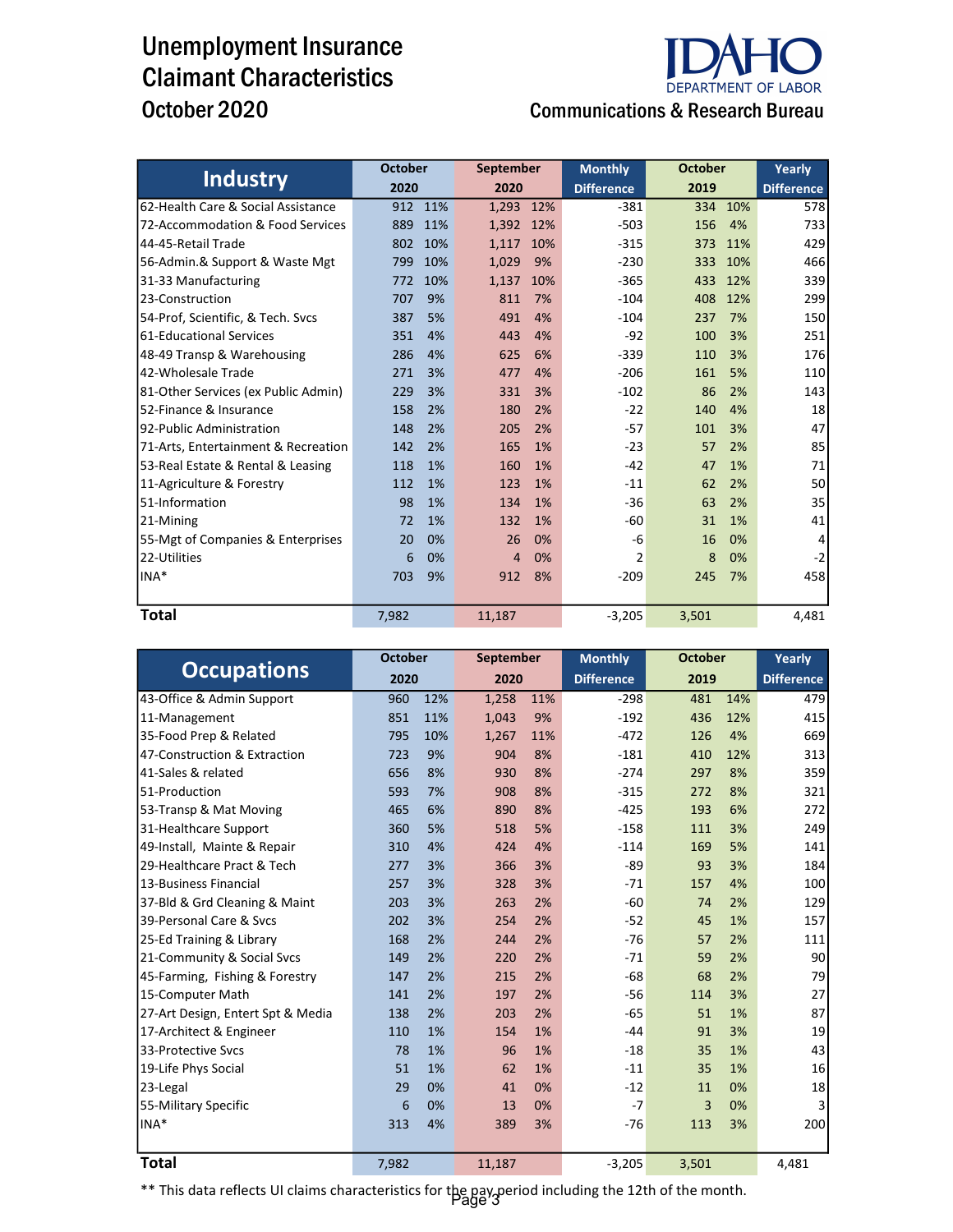# Unemployment Insurance Claimant Characteristics

## October 2020

IDAHO DEPARTMENT OF LABOR

Communications & Research Bureau

| Industry | October 2020 | | September 2020 | | Monthly Difference | October 2019 | | Yearly Difference |
|---|---|---|---|---|---|---|---|---|
| 62-Health Care & Social Assistance | 912 | 11% | 1,293 | 12% | -381 | 334 | 10% | 578 |
| 72-Accommodation & Food Services | 889 | 11% | 1,392 | 12% | -503 | 156 | 4% | 733 |
| 44-45-Retail Trade | 802 | 10% | 1,117 | 10% | -315 | 373 | 11% | 429 |
| 56-Admin.& Support & Waste Mgt | 799 | 10% | 1,029 | 9% | -230 | 333 | 10% | 466 |
| 31-33 Manufacturing | 772 | 10% | 1,137 | 10% | -365 | 433 | 12% | 339 |
| 23-Construction | 707 | 9% | 811 | 7% | -104 | 408 | 12% | 299 |
| 54-Prof, Scientific, & Tech. Svcs | 387 | 5% | 491 | 4% | -104 | 237 | 7% | 150 |
| 61-Educational Services | 351 | 4% | 443 | 4% | -92 | 100 | 3% | 251 |
| 48-49 Transp & Warehousing | 286 | 4% | 625 | 6% | -339 | 110 | 3% | 176 |
| 42-Wholesale Trade | 271 | 3% | 477 | 4% | -206 | 161 | 5% | 110 |
| 81-Other Services (ex Public Admin) | 229 | 3% | 331 | 3% | -102 | 86 | 2% | 143 |
| 52-Finance & Insurance | 158 | 2% | 180 | 2% | -22 | 140 | 4% | 18 |
| 92-Public Administration | 148 | 2% | 205 | 2% | -57 | 101 | 3% | 47 |
| 71-Arts, Entertainment & Recreation | 142 | 2% | 165 | 1% | -23 | 57 | 2% | 85 |
| 53-Real Estate & Rental & Leasing | 118 | 1% | 160 | 1% | -42 | 47 | 1% | 71 |
| 11-Agriculture & Forestry | 112 | 1% | 123 | 1% | -11 | 62 | 2% | 50 |
| 51-Information | 98 | 1% | 134 | 1% | -36 | 63 | 2% | 35 |
| 21-Mining | 72 | 1% | 132 | 1% | -60 | 31 | 1% | 41 |
| 55-Mgt of Companies & Enterprises | 20 | 0% | 26 | 0% | -6 | 16 | 0% | 4 |
| 22-Utilities | 6 | 0% | 4 | 0% | 2 | 8 | 0% | -2 |
| INA* | 703 | 9% | 912 | 8% | -209 | 245 | 7% | 458 |
| **Total** | 7,982 | | 11,187 | | -3,205 | 3,501 | | 4,481 |

| Occupations | October 2020 | | September 2020 | | Monthly Difference | October 2019 | | Yearly Difference |
|---|---|---|---|---|---|---|---|---|
| 43-Office & Admin Support | 960 | 12% | 1,258 | 11% | -298 | 481 | 14% | 479 |
| 11-Management | 851 | 11% | 1,043 | 9% | -192 | 436 | 12% | 415 |
| 35-Food Prep & Related | 795 | 10% | 1,267 | 11% | -472 | 126 | 4% | 669 |
| 47-Construction & Extraction | 723 | 9% | 904 | 8% | -181 | 410 | 12% | 313 |
| 41-Sales & related | 656 | 8% | 930 | 8% | -274 | 297 | 8% | 359 |
| 51-Production | 593 | 7% | 908 | 8% | -315 | 272 | 8% | 321 |
| 53-Transp & Mat Moving | 465 | 6% | 890 | 8% | -425 | 193 | 6% | 272 |
| 31-Healthcare Support | 360 | 5% | 518 | 5% | -158 | 111 | 3% | 249 |
| 49-Install, Mainte & Repair | 310 | 4% | 424 | 4% | -114 | 169 | 5% | 141 |
| 29-Healthcare Pract & Tech | 277 | 3% | 366 | 3% | -89 | 93 | 3% | 184 |
| 13-Business Financial | 257 | 3% | 328 | 3% | -71 | 157 | 4% | 100 |
| 37-Bld & Grd Cleaning & Maint | 203 | 3% | 263 | 2% | -60 | 74 | 2% | 129 |
| 39-Personal Care & Svcs | 202 | 3% | 254 | 2% | -52 | 45 | 1% | 157 |
| 25-Ed Training & Library | 168 | 2% | 244 | 2% | -76 | 57 | 2% | 111 |
| 21-Community & Social Svcs | 149 | 2% | 220 | 2% | -71 | 59 | 2% | 90 |
| 45-Farming, Fishing & Forestry | 147 | 2% | 215 | 2% | -68 | 68 | 2% | 79 |
| 15-Computer Math | 141 | 2% | 197 | 2% | -56 | 114 | 3% | 27 |
| 27-Art Design, Entert Spt & Media | 138 | 2% | 203 | 2% | -65 | 51 | 1% | 87 |
| 17-Architect & Engineer | 110 | 1% | 154 | 1% | -44 | 91 | 3% | 19 |
| 33-Protective Svcs | 78 | 1% | 96 | 1% | -18 | 35 | 1% | 43 |
| 19-Life Phys Social | 51 | 1% | 62 | 1% | -11 | 35 | 1% | 16 |
| 23-Legal | 29 | 0% | 41 | 0% | -12 | 11 | 0% | 18 |
| 55-Military Specific | 6 | 0% | 13 | 0% | -7 | 3 | 0% | 3 |
| INA* | 313 | 4% | 389 | 3% | -76 | 113 | 3% | 200 |
| **Total** | 7,982 | | 11,187 | | -3,205 | 3,501 | | 4,481 |

** This data reflects UI claims characteristics for the pay period including the 12th of the month.